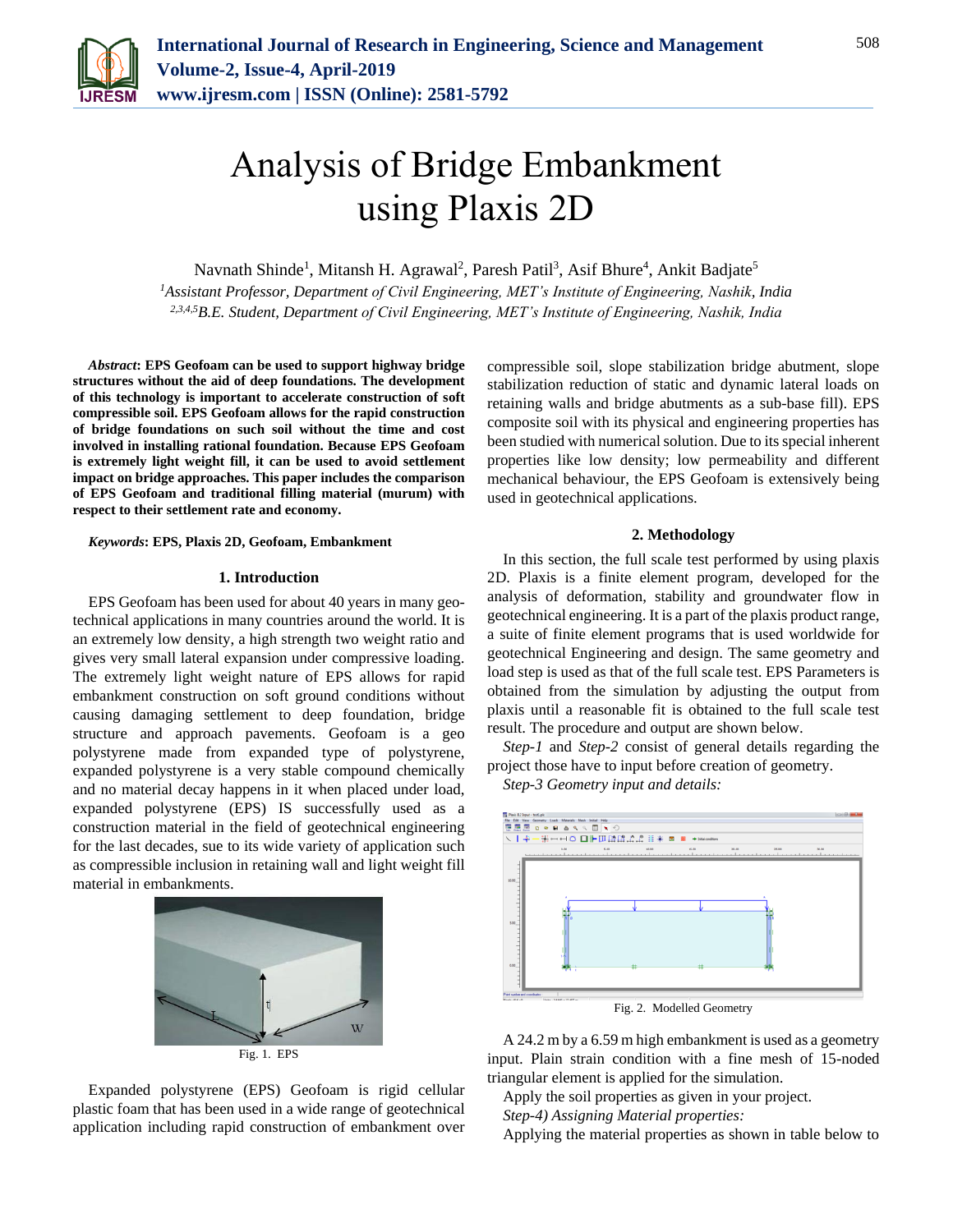# Analysis of Bridge Embankment using Plaxis 2D

Navnath Shinde[1], Mitansh H. Agrawal[2], Paresh Patil[3], Asif Bhure[4], Ankit Badjate[5]

[1]*Assistant Professor, Department of Civil Engineering, MET's Institute of Engineering, Nashik, India*
[2,3,4,5]*B.E. Student, Department of Civil Engineering, MET's Institute of Engineering, Nashik, India*

***Abstract*: EPS Geofoam can be used to support highway bridge structures without the aid of deep foundations. The development of this technology is important to accelerate construction of soft compressible soil. EPS Geofoam allows for the rapid construction of bridge foundations on such soil without the time and cost involved in installing rational foundation. Because EPS Geofoam is extremely light weight fill, it can be used to avoid settlement impact on bridge approaches. This paper includes the comparison of EPS Geofoam and traditional filling material (murum) with respect to their settlement rate and economy.**

***Keywords*: EPS, Plaxis 2D, Geofoam, Embankment**

## 1. Introduction

EPS Geofoam has been used for about 40 years in many geo-technical applications in many countries around the world. It is an extremely low density, a high strength two weight ratio and gives very small lateral expansion under compressive loading. The extremely light weight nature of EPS allows for rapid embankment construction on soft ground conditions without causing damaging settlement to deep foundation, bridge structure and approach pavements. Geofoam is a geo polystyrene made from expanded type of polystyrene, expanded polystyrene is a very stable compound chemically and no material decay happens in it when placed under load, expanded polystyrene (EPS) IS successfully used as a construction material in the field of geotechnical engineering for the last decades, sue to its wide variety of application such as compressible inclusion in retaining wall and light weight fill material in embankments.

Fig. 1. EPS

Expanded polystyrene (EPS) Geofoam is rigid cellular plastic foam that has been used in a wide range of geotechnical application including rapid construction of embankment over compressible soil, slope stabilization bridge abutment, slope stabilization reduction of static and dynamic lateral loads on retaining walls and bridge abutments as a sub-base fill). EPS composite soil with its physical and engineering properties has been studied with numerical solution. Due to its special inherent properties like low density; low permeability and different mechanical behaviour, the EPS Geofoam is extensively being used in geotechnical applications.

## 2. Methodology

In this section, the full scale test performed by using plaxis 2D. Plaxis is a finite element program, developed for the analysis of deformation, stability and groundwater flow in geotechnical engineering. It is a part of the plaxis product range, a suite of finite element programs that is used worldwide for geotechnical Engineering and design. The same geometry and load step is used as that of the full scale test. EPS Parameters is obtained from the simulation by adjusting the output from plaxis until a reasonable fit is obtained to the full scale test result. The procedure and output are shown below.

*Step-1* and *Step-2* consist of general details regarding the project those have to input before creation of geometry.

*Step-3 Geometry input and details:*

Fig. 2. Modelled Geometry

A 24.2 m by a 6.59 m high embankment is used as a geometry input. Plain strain condition with a fine mesh of 15-noded triangular element is applied for the simulation.

Apply the soil properties as given in your project.

*Step-4) Assigning Material properties:*

Applying the material properties as shown in table below to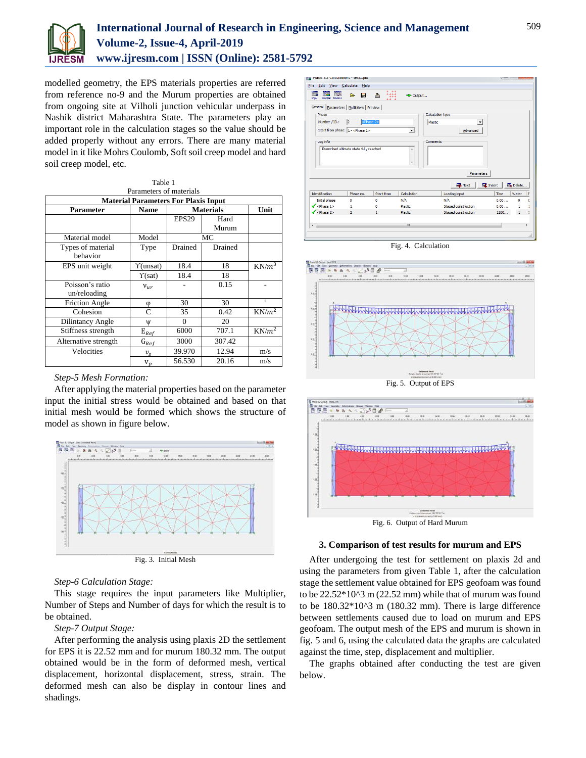modelled geometry, the EPS materials properties are referred from reference no-9 and the Murum properties are obtained from ongoing site at Vilholi junction vehicular underpass in Nashik district Maharashtra State. The parameters play an important role in the calculation stages so the value should be added properly without any errors. There are many material model in it like Mohrs Coulomb, Soft soil creep model and hard soil creep model, etc.

Table 1
Parameters of materials

| Material Parameters For Plaxis Input | | | | |
|---|---|---|---|---|
| **Parameter** | **Name** | **Materials** | | **Unit** |
| | | EPS29 | Hard Murum | |
| Material model | Model | MC | | |
| Types of material behavior | Type | Drained | Drained | |
| EPS unit weight | $\Upsilon$(unsat) | 18.4 | 18 | KN/$m^3$ |
| | $\Upsilon$(sat) | 18.4 | 18 | |
| Poisson's ratio un/reloading | $v_{ur}$ | - | 0.15 | - |
| Friction Angle | φ | 30 | 30 | ° |
| Cohesion | C | 35 | 0.42 | KN/$m^2$ |
| Dilintancy Angle | ψ | 0 | 20 | |
| Stiffness strength | $E_{Ref}$ | 6000 | 707.1 | KN/$m^2$ |
| Alternative strength | $G_{Ref}$ | 3000 | 307.42 | |
| Velocities | $v_s$ | 39.970 | 12.94 | m/s |
| | $v_p$ | 56.530 | 20.16 | m/s |

*Step-5 Mesh Formation:*

After applying the material properties based on the parameter input the initial stress would be obtained and based on that initial mesh would be formed which shows the structure of model as shown in figure below.

Fig. 3. Initial Mesh

*Step-6 Calculation Stage:*

This stage requires the input parameters like Multiplier, Number of Steps and Number of days for which the result is to be obtained.

*Step-7 Output Stage:*

After performing the analysis using plaxis 2D the settlement for EPS it is 22.52 mm and for murum 180.32 mm. The output obtained would be in the form of deformed mesh, vertical displacement, horizontal displacement, stress, strain. The deformed mesh can also be display in contour lines and shadings.

Fig. 4. Calculation

Fig. 5. Output of EPS

Fig. 6. Output of Hard Murum

### 3. Comparison of test results for murum and EPS

After undergoing the test for settlement on plaxis 2d and using the parameters from given Table 1, after the calculation stage the settlement value obtained for EPS geofoam was found to be 22.52*10^3 m (22.52 mm) while that of murum was found to be 180.32*10^3 m (180.32 mm). There is large difference between settlements caused due to load on murum and EPS geofoam. The output mesh of the EPS and murum is shown in fig. 5 and 6, using the calculated data the graphs are calculated against the time, step, displacement and multiplier.

The graphs obtained after conducting the test are given below.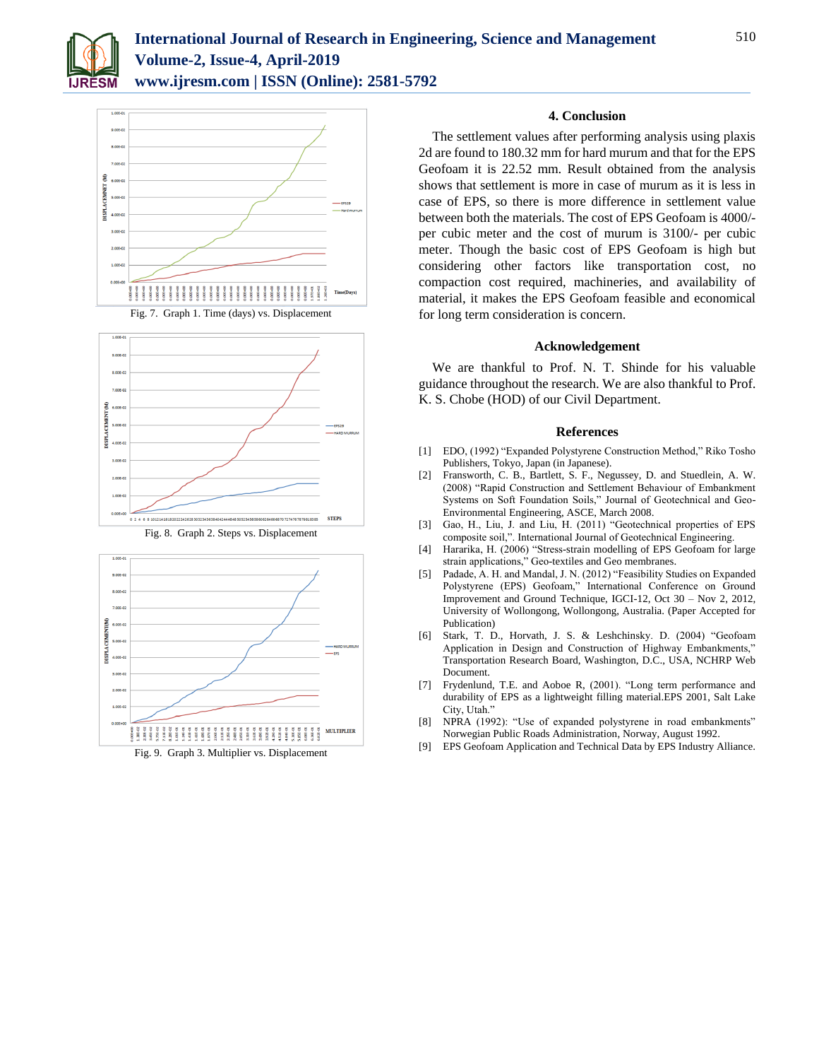1.00E-01
9.00E-02
8.00E-02
7.00E-02
6.00E-02
5.00E-02
4.00E-02
3.00E-02
2.00E-02
1.00E-02
0.00E+00

DISPLACEMNET (M)

EPS29
Hard murrum

Time(Days)

Fig. 7. Graph 1. Time (days) vs. Displacement

1.00E-01
9.00E-02
8.00E-02
7.00E-02
6.00E-02
5.00E-02
4.00E-02
3.00E-02
2.00E-02
1.00E-02
0.00E+00

DISPLACEMENT (M)

EPS29
HARD MURRUM

STEPS

Fig. 8. Graph 2. Steps vs. Displacement

1.00E-01
9.00E-02
8.00E-02
7.00E-02
6.00E-02
5.00E-02
4.00E-02
3.00E-02
2.00E-02
1.00E-02
0.00E+00

DISPLACEMENT(M)

HARD MURRUM
EPS

MULTIPLIER

Fig. 9. Graph 3. Multiplier vs. Displacement

## 4. Conclusion

The settlement values after performing analysis using plaxis 2d are found to 180.32 mm for hard murum and that for the EPS Geofoam it is 22.52 mm. Result obtained from the analysis shows that settlement is more in case of murum as it is less in case of EPS, so there is more difference in settlement value between both the materials. The cost of EPS Geofoam is 4000/- per cubic meter and the cost of murum is 3100/- per cubic meter. Though the basic cost of EPS Geofoam is high but considering other factors like transportation cost, no compaction cost required, machineries, and availability of material, it makes the EPS Geofoam feasible and economical for long term consideration is concern.

## Acknowledgement

We are thankful to Prof. N. T. Shinde for his valuable guidance throughout the research. We are also thankful to Prof. K. S. Chobe (HOD) of our Civil Department.

## References

[1] EDO, (1992) "Expanded Polystyrene Construction Method," Riko Tosho Publishers, Tokyo, Japan (in Japanese).
[2] Franswort, C. B., Bartlett, S. F., Negussey, D. and Stuedlein, A. W. (2008) "Rapid Construction and Settlement Behaviour of Embankment Systems on Soft Foundation Soils," Journal of Geotechnical and Geo-Environmental Engineering, ASCE, March 2008.
[3] Gao, H., Liu, J. and Liu, H. (2011) "Geotechnical properties of EPS composite soil,". International Journal of Geotechnical Engineering.
[4] Hararika, H. (2006) "Stress-strain modelling of EPS Geofoam for large strain applications," Geo-textiles and Geo membranes.
[5] Padade, A. H. and Mandal, J. N. (2012) "Feasibility Studies on Expanded Polystyrene (EPS) Geofoam," International Conference on Ground Improvement and Ground Technique, IGCI-12, Oct 30 – Nov 2, 2012, University of Wollongong, Wollongong, Australia. (Paper Accepted for Publication)
[6] Stark, T. D., Horvath, J. S. & Leshchinsky. D. (2004) "Geofoam Application in Design and Construction of Highway Embankments," Transportation Research Board, Washington, D.C., USA, NCHRP Web Document.
[7] Frydenlund, T.E. and Aoboe R, (2001). "Long term performance and durability of EPS as a lightweight filling material.EPS 2001, Salt Lake City, Utah."
[8] NPRA (1992): "Use of expanded polystyrene in road embankments" Norwegian Public Roads Administration, Norway, August 1992.
[9] EPS Geofoam Application and Technical Data by EPS Industry Alliance.